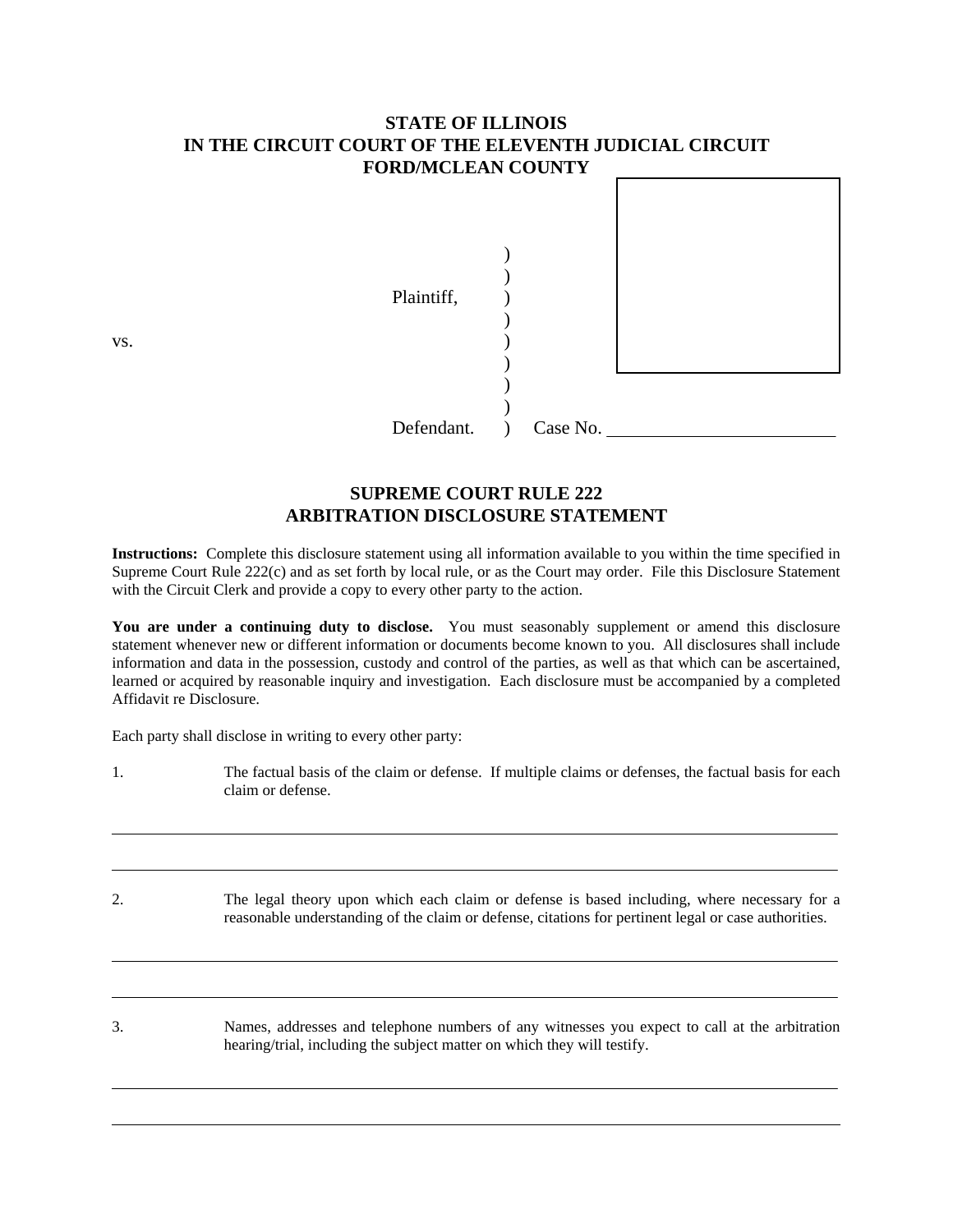**STATE OF ILLINOIS**
**IN THE CIRCUIT COURT OF THE ELEVENTH JUDICIAL CIRCUIT**
**FORD/MCLEAN COUNTY**

| | | |
|---|---|---|
| | ) | |
| | ) | |
| Plaintiff, | ) | |
| | ) | |
| vs. | ) | |
| | ) | |
| | ) | |
| | ) | |
| Defendant. | ) | Case No. \_\_\_\_\_\_\_\_\_\_\_\_\_\_\_\_\_\_\_\_\_\_\_\_\_ |

## SUPREME COURT RULE 222
## ARBITRATION DISCLOSURE STATEMENT

**Instructions:** Complete this disclosure statement using all information available to you within the time specified in Supreme Court Rule 222(c) and as set forth by local rule, or as the Court may order. File this Disclosure Statement with the Circuit Clerk and provide a copy to every other party to the action.

**You are under a continuing duty to disclose.** You must seasonably supplement or amend this disclosure statement whenever new or different information or documents become known to you. All disclosures shall include information and data in the possession, custody and control of the parties, as well as that which can be ascertained, learned or acquired by reasonable inquiry and investigation. Each disclosure must be accompanied by a completed Affidavit re Disclosure.

Each party shall disclose in writing to every other party:

1. The factual basis of the claim or defense. If multiple claims or defenses, the factual basis for each claim or defense.

\_\_\_\_\_\_\_\_\_\_\_\_\_\_\_\_\_\_\_\_\_\_\_\_\_\_\_\_\_\_\_\_\_\_\_\_\_\_\_\_\_\_\_\_\_\_\_\_\_\_\_\_\_\_\_\_\_\_\_\_\_\_\_\_\_\_\_\_\_\_\_\_

\_\_\_\_\_\_\_\_\_\_\_\_\_\_\_\_\_\_\_\_\_\_\_\_\_\_\_\_\_\_\_\_\_\_\_\_\_\_\_\_\_\_\_\_\_\_\_\_\_\_\_\_\_\_\_\_\_\_\_\_\_\_\_\_\_\_\_\_\_\_\_\_

2. The legal theory upon which each claim or defense is based including, where necessary for a reasonable understanding of the claim or defense, citations for pertinent legal or case authorities.

\_\_\_\_\_\_\_\_\_\_\_\_\_\_\_\_\_\_\_\_\_\_\_\_\_\_\_\_\_\_\_\_\_\_\_\_\_\_\_\_\_\_\_\_\_\_\_\_\_\_\_\_\_\_\_\_\_\_\_\_\_\_\_\_\_\_\_\_\_\_\_\_

\_\_\_\_\_\_\_\_\_\_\_\_\_\_\_\_\_\_\_\_\_\_\_\_\_\_\_\_\_\_\_\_\_\_\_\_\_\_\_\_\_\_\_\_\_\_\_\_\_\_\_\_\_\_\_\_\_\_\_\_\_\_\_\_\_\_\_\_\_\_\_\_

3. Names, addresses and telephone numbers of any witnesses you expect to call at the arbitration hearing/trial, including the subject matter on which they will testify.

\_\_\_\_\_\_\_\_\_\_\_\_\_\_\_\_\_\_\_\_\_\_\_\_\_\_\_\_\_\_\_\_\_\_\_\_\_\_\_\_\_\_\_\_\_\_\_\_\_\_\_\_\_\_\_\_\_\_\_\_\_\_\_\_\_\_\_\_\_\_\_\_

\_\_\_\_\_\_\_\_\_\_\_\_\_\_\_\_\_\_\_\_\_\_\_\_\_\_\_\_\_\_\_\_\_\_\_\_\_\_\_\_\_\_\_\_\_\_\_\_\_\_\_\_\_\_\_\_\_\_\_\_\_\_\_\_\_\_\_\_\_\_\_\_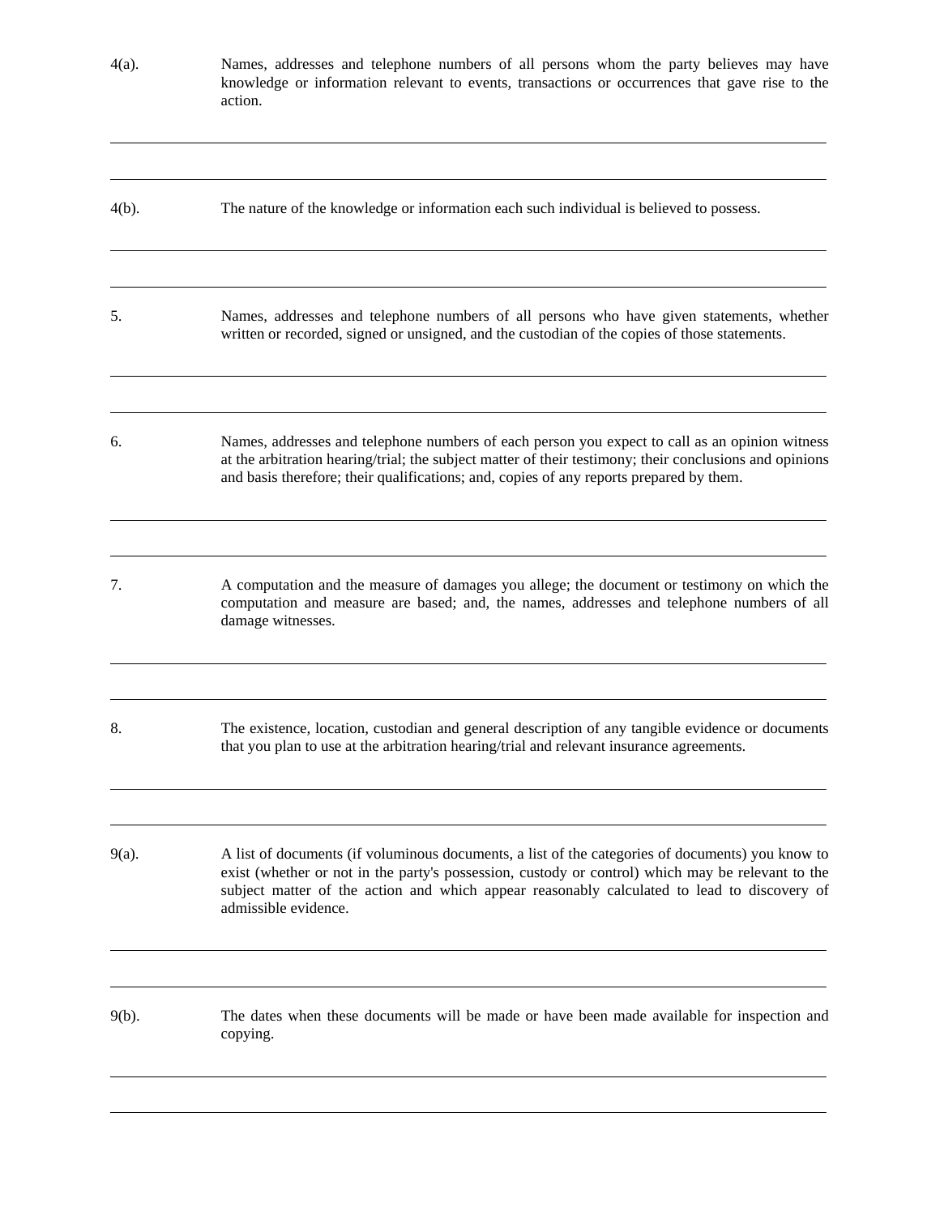4(a). Names, addresses and telephone numbers of all persons whom the party believes may have knowledge or information relevant to events, transactions or occurrences that gave rise to the action.

---

---

4(b). The nature of the knowledge or information each such individual is believed to possess.

---

---

5. Names, addresses and telephone numbers of all persons who have given statements, whether written or recorded, signed or unsigned, and the custodian of the copies of those statements.

---

---

6. Names, addresses and telephone numbers of each person you expect to call as an opinion witness at the arbitration hearing/trial; the subject matter of their testimony; their conclusions and opinions and basis therefore; their qualifications; and, copies of any reports prepared by them.

---

---

7. A computation and the measure of damages you allege; the document or testimony on which the computation and measure are based; and, the names, addresses and telephone numbers of all damage witnesses.

---

---

8. The existence, location, custodian and general description of any tangible evidence or documents that you plan to use at the arbitration hearing/trial and relevant insurance agreements.

---

---

9(a). A list of documents (if voluminous documents, a list of the categories of documents) you know to exist (whether or not in the party's possession, custody or control) which may be relevant to the subject matter of the action and which appear reasonably calculated to lead to discovery of admissible evidence.

---

---

9(b). The dates when these documents will be made or have been made available for inspection and copying.

---

---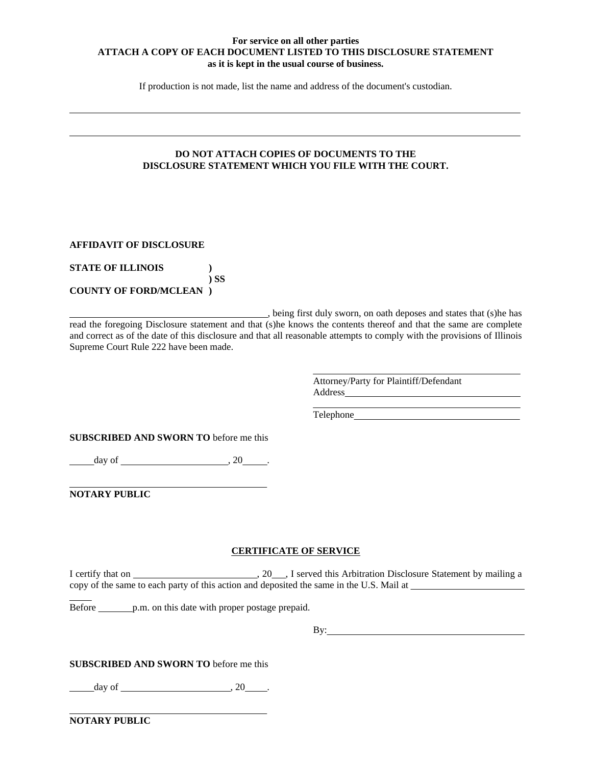**For service on all other parties**
**ATTACH A COPY OF EACH DOCUMENT LISTED TO THIS DISCLOSURE STATEMENT**
**as it is kept in the usual course of business.**

If production is not made, list the name and address of the document's custodian.

______________________________________________________________________________

______________________________________________________________________________

**DO NOT ATTACH COPIES OF DOCUMENTS TO THE DISCLOSURE STATEMENT WHICH YOU FILE WITH THE COURT.**

**AFFIDAVIT OF DISCLOSURE**

**STATE OF ILLINOIS )**
**) SS**
**COUNTY OF FORD/MCLEAN )**

________________________________________, being first duly sworn, on oath deposes and states that (s)he has read the foregoing Disclosure statement and that (s)he knows the contents thereof and that the same are complete and correct as of the date of this disclosure and that all reasonable attempts to comply with the provisions of Illinois Supreme Court Rule 222 have been made.

________________________________________
Attorney/Party for Plaintiff/Defendant
Address____________________________________
________________________________________
Telephone__________________________________

**SUBSCRIBED AND SWORN TO** before me this

_____day of ______________________, 20_____.

________________________________________
**NOTARY PUBLIC**

**CERTIFICATE OF SERVICE**

I certify that on __________________________, 20___, I served this Arbitration Disclosure Statement by mailing a copy of the same to each party of this action and deposited the same in the U.S. Mail at _______________________
_____
Before _______p.m. on this date with proper postage prepaid.

By:________________________________________

**SUBSCRIBED AND SWORN TO** before me this

_____day of ______________________, 20_____.

________________________________________
**NOTARY PUBLIC**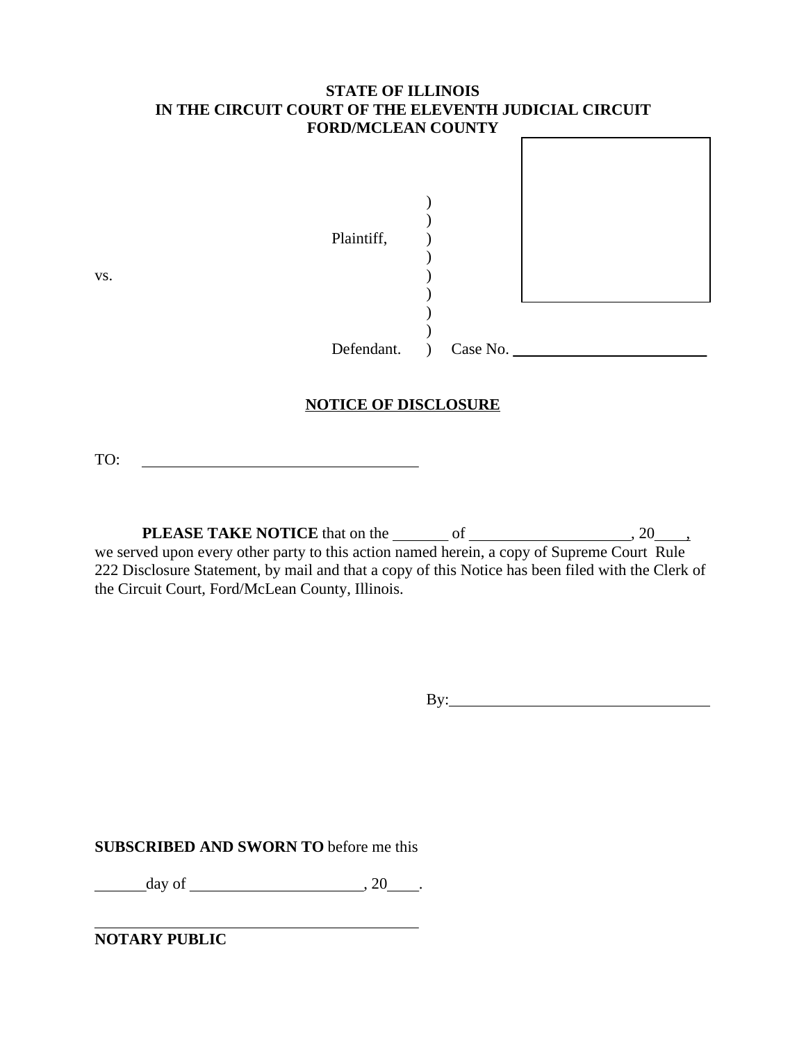**STATE OF ILLINOIS**
**IN THE CIRCUIT COURT OF THE ELEVENTH JUDICIAL CIRCUIT**
**FORD/MCLEAN COUNTY**

| | | |
|---|---|---|
| | ) | |
| | ) | |
| Plaintiff, | ) | |
| | ) | |
| vs. | ) | |
| | ) | |
| | ) | |
| | ) | |
| Defendant. | ) | Case No. ____________________ |

## NOTICE OF DISCLOSURE

TO: ______________________________

**PLEASE TAKE NOTICE** that on the ______ of __________________, 20____, we served upon every other party to this action named herein, a copy of Supreme Court Rule 222 Disclosure Statement, by mail and that a copy of this Notice has been filed with the Clerk of the Circuit Court, Ford/McLean County, Illinois.

By:______________________________

**SUBSCRIBED AND SWORN TO** before me this

______day of __________________, 20____.

______________________________________
**NOTARY PUBLIC**